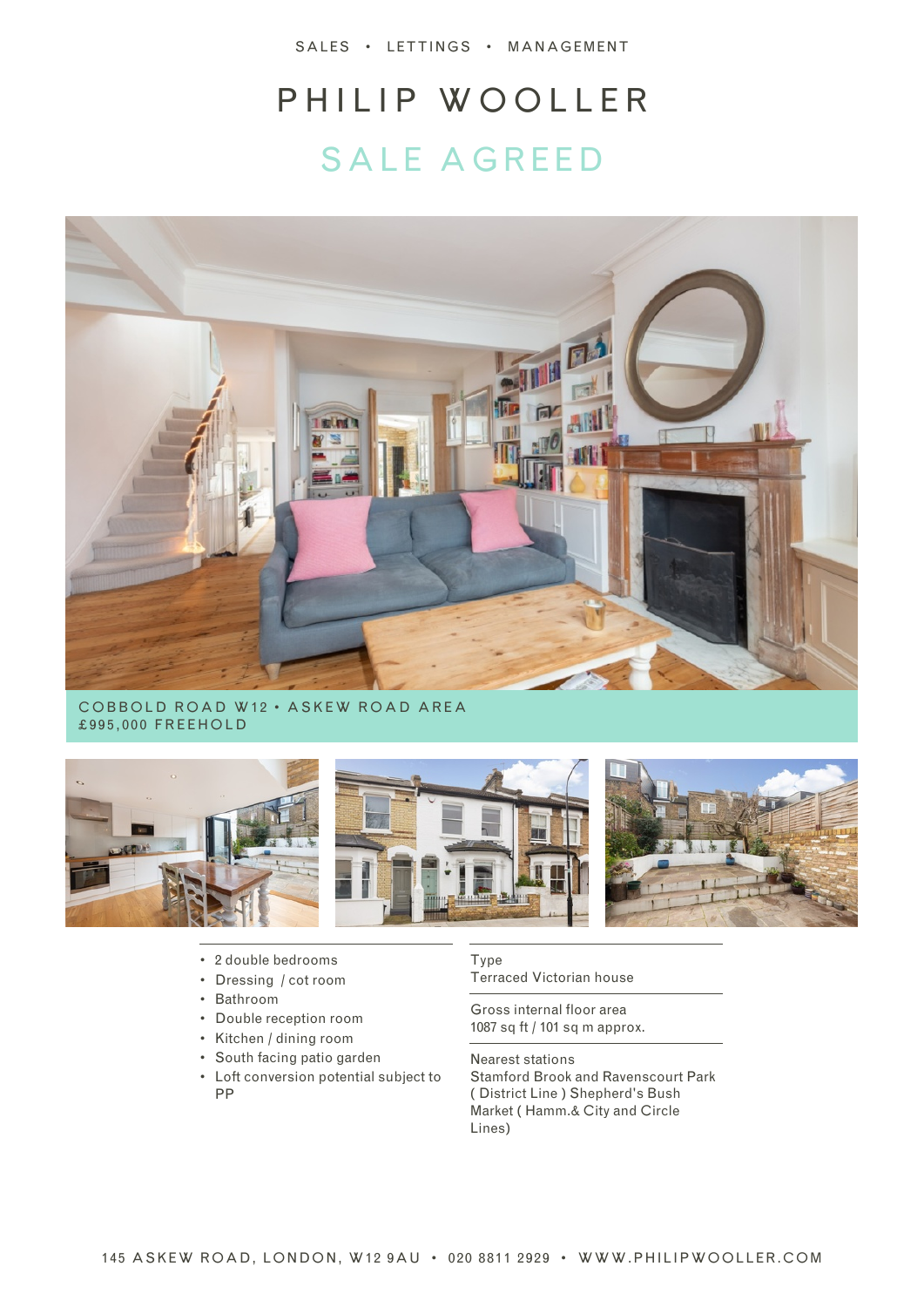SALES • LETTINGS • MANAGEMENT

# PHILIP WOOLLER

## SALE AGREED

COBBOLD ROAD W12 • ASKEW ROAD AREA
£995,000 FREEHOLD

- 2 double bedrooms
- Dressing / cot room
- Bathroom
- Double reception room
- Kitchen / dining room
- South facing patio garden
- Loft conversion potential subject to PP

Type
Terraced Victorian house

Gross internal floor area
1087 sq ft / 101 sq m approx.

Nearest stations
Stamford Brook and Ravenscourt Park ( District Line ) Shepherd's Bush Market ( Hamm.& City and Circle Lines)

145 ASKEW ROAD, LONDON, W12 9AU • 020 8811 2929 • WWW.PHILIPWOOLLER.COM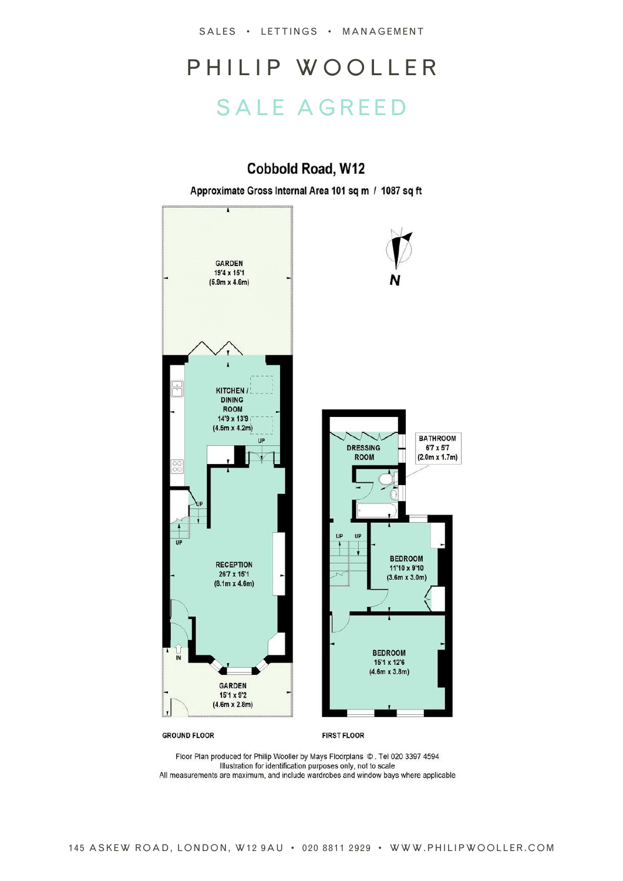SALES • LETTINGS • MANAGEMENT

# PHILIP WOOLLER

## SALE AGREED

### Cobbold Road, W12

**Approximate Gross Internal Area 101 sq m / 1087 sq ft**

N

GARDEN
19'4 x 15'1
(5.9m x 4.6m)

KITCHEN / DINING ROOM
14'9 x 13'9
(4.5m x 4.2m)

UP

UP

UP

RECEPTION
26'7 x 15'1
(8.1m x 4.6m)

IN

GARDEN
15'1 x 9'2
(4.6m x 2.8m)

DRESSING ROOM

BATHROOM
6'7 x 5'7
(2.0m x 1.7m)

UP UP

BEDROOM
11'10 x 9'10
(3.6m x 3.0m)

BEDROOM
15'1 x 12'6
(4.6m x 3.8m)

GROUND FLOOR

FIRST FLOOR

Floor Plan produced for Philip Wooller by Mays Floorplans ©. Tel 020 3397 4594
Illustration for identification purposes only, not to scale
All measurements are maximum, and include wardrobes and window bays where applicable

145 ASKEW ROAD, LONDON, W12 9AU • 020 8811 2929 • WWW.PHILIPWOOLLER.COM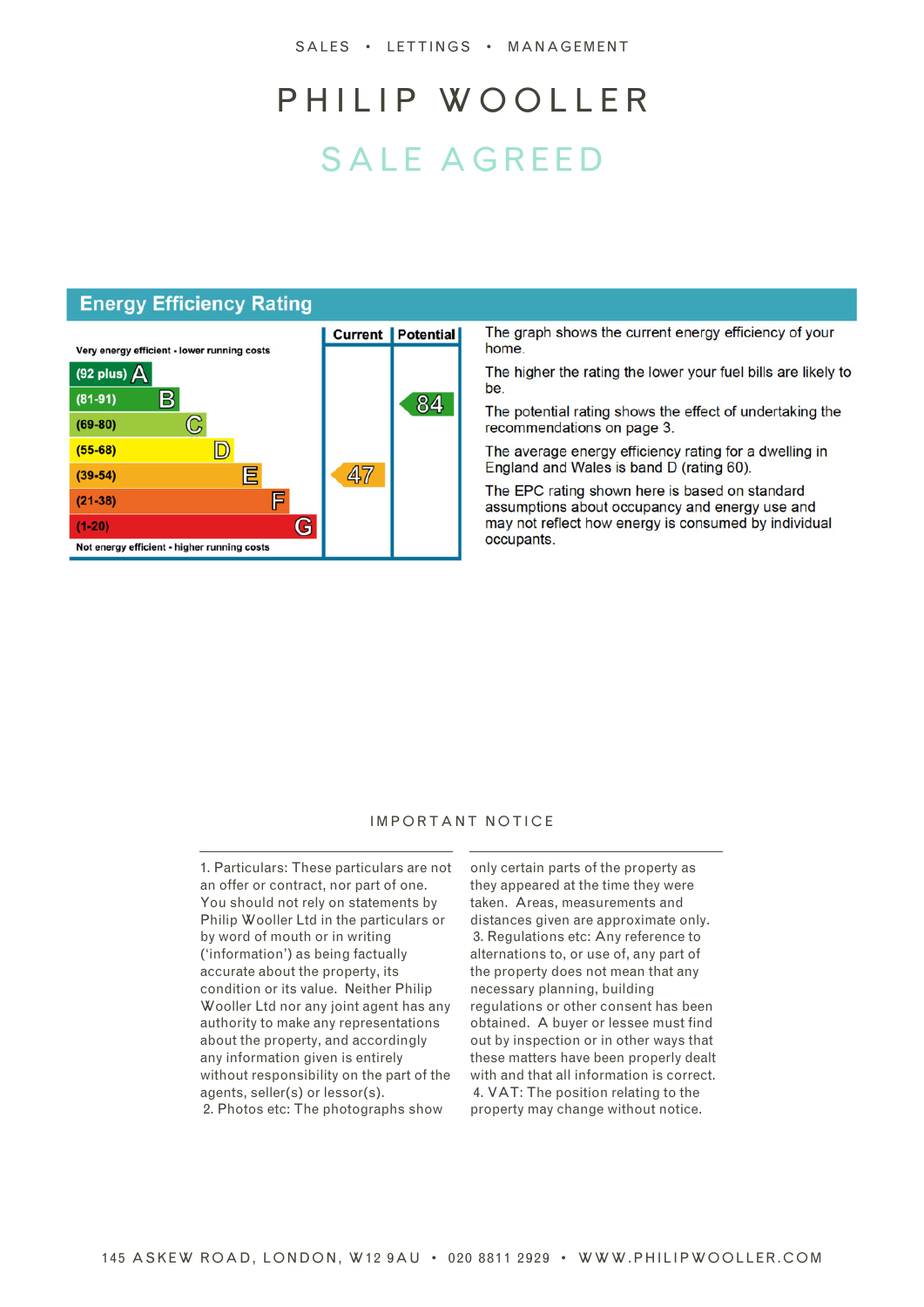SALES • LETTINGS • MANAGEMENT

# PHILIP WOOLLER

## SALE AGREED

## Energy Efficiency Rating

Current | Potential

Very energy efficient - lower running costs

(92 plus) A

(81-91) B

(69-80) C

(55-68) D

(39-54) E

(21-38) F

(1-20) G

Not energy efficient - higher running costs

84

47

The graph shows the current energy efficiency of your home.

The higher the rating the lower your fuel bills are likely to be.

The potential rating shows the effect of undertaking the recommendations on page 3.

The average energy efficiency rating for a dwelling in England and Wales is band D (rating 60).

The EPC rating shown here is based on standard assumptions about occupancy and energy use and may not reflect how energy is consumed by individual occupants.

### IMPORTANT NOTICE

1. Particulars: These particulars are not an offer or contract, nor part of one. You should not rely on statements by Philip Wooller Ltd in the particulars or by word of mouth or in writing ('information') as being factually accurate about the property, its condition or its value. Neither Philip Wooller Ltd nor any joint agent has any authority to make any representations about the property, and accordingly any information given is entirely without responsibility on the part of the agents, seller(s) or lessor(s).
2. Photos etc: The photographs show only certain parts of the property as they appeared at the time they were taken. Areas, measurements and distances given are approximate only.
3. Regulations etc: Any reference to alternations to, or use of, any part of the property does not mean that any necessary planning, building regulations or other consent has been obtained. A buyer or lessee must find out by inspection or in other ways that these matters have been properly dealt with and that all information is correct.
4. VAT: The position relating to the property may change without notice.

145 ASKEW ROAD, LONDON, W12 9AU • 020 8811 2929 • WWW.PHILIPWOOLLER.COM